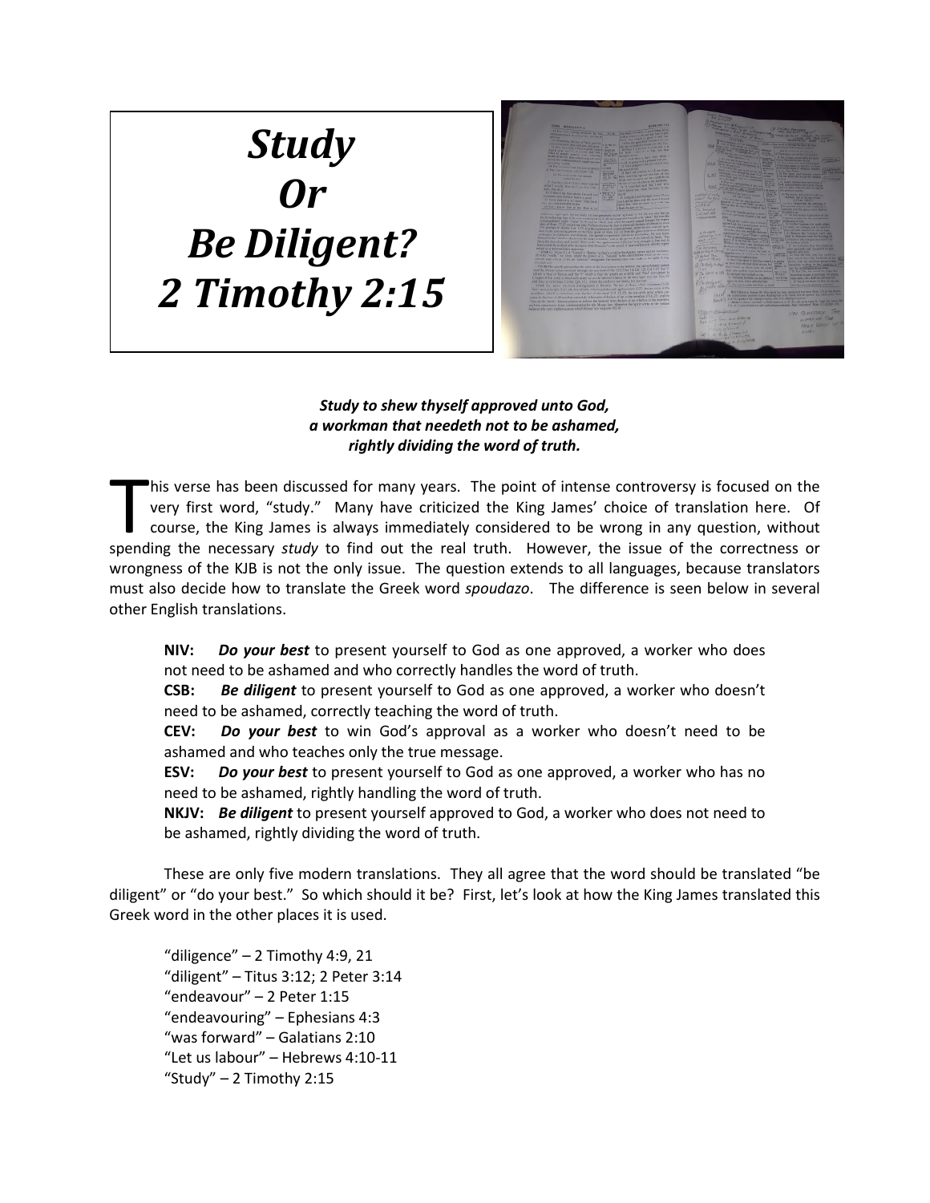# *Study Or Be Diligent? 2 Timothy 2:15*

***Study to shew thyself approved unto God,***
***a workman that needeth not to be ashamed,***
***rightly dividing the word of truth.***

This verse has been discussed for many years. The point of intense controversy is focused on the very first word, "study." Many have criticized the King James' choice of translation here. Of course, the King James is always immediately considered to be wrong in any question, without spending the necessary *study* to find out the real truth. However, the issue of the correctness or wrongness of the KJB is not the only issue. The question extends to all languages, because translators must also decide how to translate the Greek word *spoudazo*. The difference is seen below in several other English translations.

> **NIV:** ***Do your best*** to present yourself to God as one approved, a worker who does not need to be ashamed and who correctly handles the word of truth.
> **CSB:** ***Be diligent*** to present yourself to God as one approved, a worker who doesn't need to be ashamed, correctly teaching the word of truth.
> **CEV:** ***Do your best*** to win God's approval as a worker who doesn't need to be ashamed and who teaches only the true message.
> **ESV:** ***Do your best*** to present yourself to God as one approved, a worker who has no need to be ashamed, rightly handling the word of truth.
> **NKJV:** ***Be diligent*** to present yourself approved to God, a worker who does not need to be ashamed, rightly dividing the word of truth.

These are only five modern translations. They all agree that the word should be translated "be diligent" or "do your best." So which should it be? First, let's look at how the King James translated this Greek word in the other places it is used.

> "diligence" – 2 Timothy 4:9, 21
> "diligent" – Titus 3:12; 2 Peter 3:14
> "endeavour" – 2 Peter 1:15
> "endeavouring" – Ephesians 4:3
> "was forward" – Galatians 2:10
> "Let us labour" – Hebrews 4:10-11
> "Study" – 2 Timothy 2:15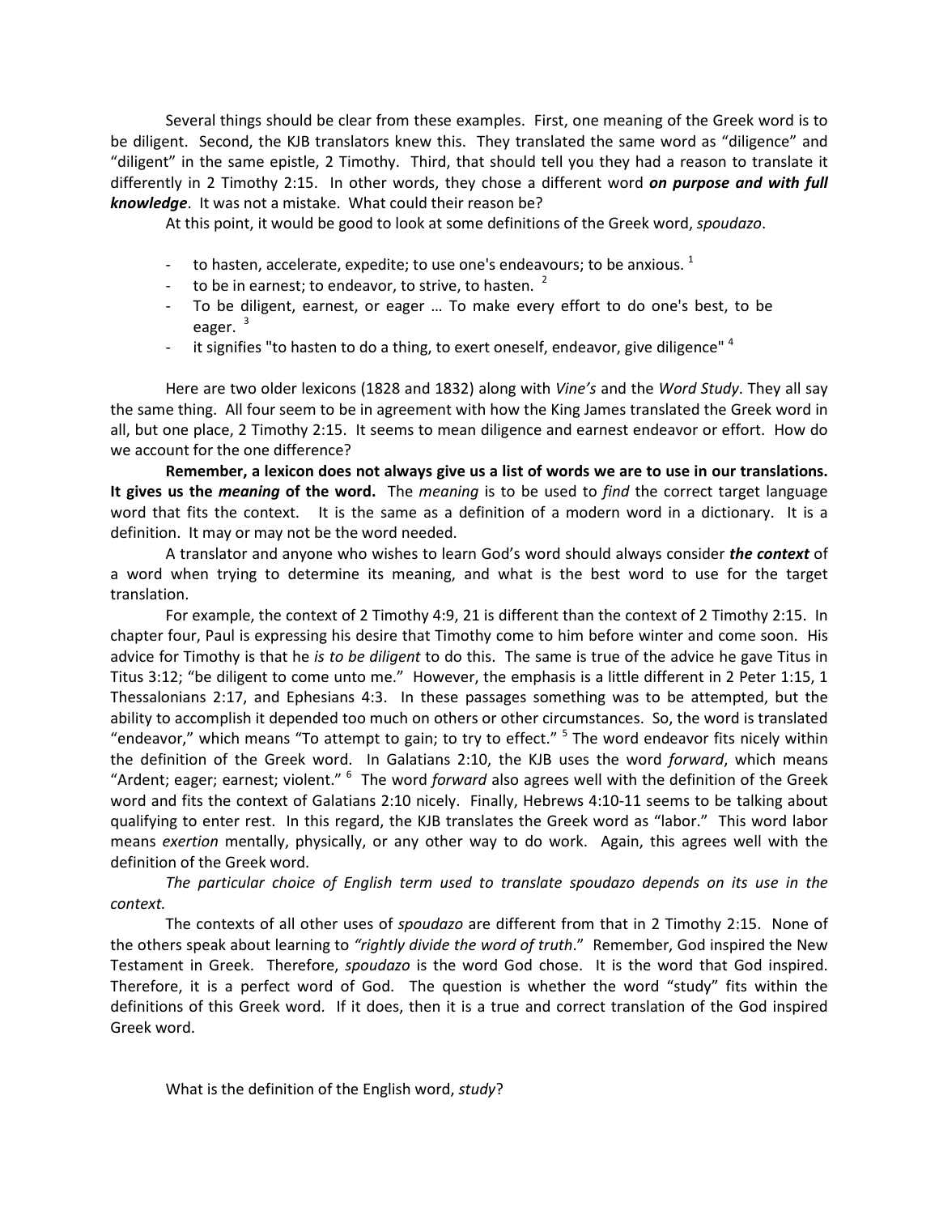Several things should be clear from these examples. First, one meaning of the Greek word is to be diligent. Second, the KJB translators knew this. They translated the same word as "diligence" and "diligent" in the same epistle, 2 Timothy. Third, that should tell you they had a reason to translate it differently in 2 Timothy 2:15. In other words, they chose a different word ***on purpose and with full knowledge***. It was not a mistake. What could their reason be?

At this point, it would be good to look at some definitions of the Greek word, *spoudazo*.

- to hasten, accelerate, expedite; to use one's endeavours; to be anxious. [1]
- to be in earnest; to endeavor, to strive, to hasten. [2]
- To be diligent, earnest, or eager … To make every effort to do one's best, to be eager. [3]
- it signifies "to hasten to do a thing, to exert oneself, endeavor, give diligence" [4]

Here are two older lexicons (1828 and 1832) along with *Vine's* and the *Word Study*. They all say the same thing. All four seem to be in agreement with how the King James translated the Greek word in all, but one place, 2 Timothy 2:15. It seems to mean diligence and earnest endeavor or effort. How do we account for the one difference?

**Remember, a lexicon does not always give us a list of words we are to use in our translations. It gives us the *meaning* of the word.** The *meaning* is to be used to *find* the correct target language word that fits the context. It is the same as a definition of a modern word in a dictionary. It is a definition. It may or may not be the word needed.

A translator and anyone who wishes to learn God's word should always consider ***the context*** of a word when trying to determine its meaning, and what is the best word to use for the target translation.

For example, the context of 2 Timothy 4:9, 21 is different than the context of 2 Timothy 2:15. In chapter four, Paul is expressing his desire that Timothy come to him before winter and come soon. His advice for Timothy is that he *is to be diligent* to do this. The same is true of the advice he gave Titus in Titus 3:12; "be diligent to come unto me." However, the emphasis is a little different in 2 Peter 1:15, 1 Thessalonians 2:17, and Ephesians 4:3. In these passages something was to be attempted, but the ability to accomplish it depended too much on others or other circumstances. So, the word is translated "endeavor," which means "To attempt to gain; to try to effect." [5] The word endeavor fits nicely within the definition of the Greek word. In Galatians 2:10, the KJB uses the word *forward*, which means "Ardent; eager; earnest; violent." [6] The word *forward* also agrees well with the definition of the Greek word and fits the context of Galatians 2:10 nicely. Finally, Hebrews 4:10-11 seems to be talking about qualifying to enter rest. In this regard, the KJB translates the Greek word as "labor." This word labor means *exertion* mentally, physically, or any other way to do work. Again, this agrees well with the definition of the Greek word.

*The particular choice of English term used to translate spoudazo depends on its use in the context.*

The contexts of all other uses of *spoudazo* are different from that in 2 Timothy 2:15. None of the others speak about learning to *"rightly divide the word of truth*." Remember, God inspired the New Testament in Greek. Therefore, *spoudazo* is the word God chose. It is the word that God inspired. Therefore, it is a perfect word of God. The question is whether the word "study" fits within the definitions of this Greek word. If it does, then it is a true and correct translation of the God inspired Greek word.

What is the definition of the English word, *study*?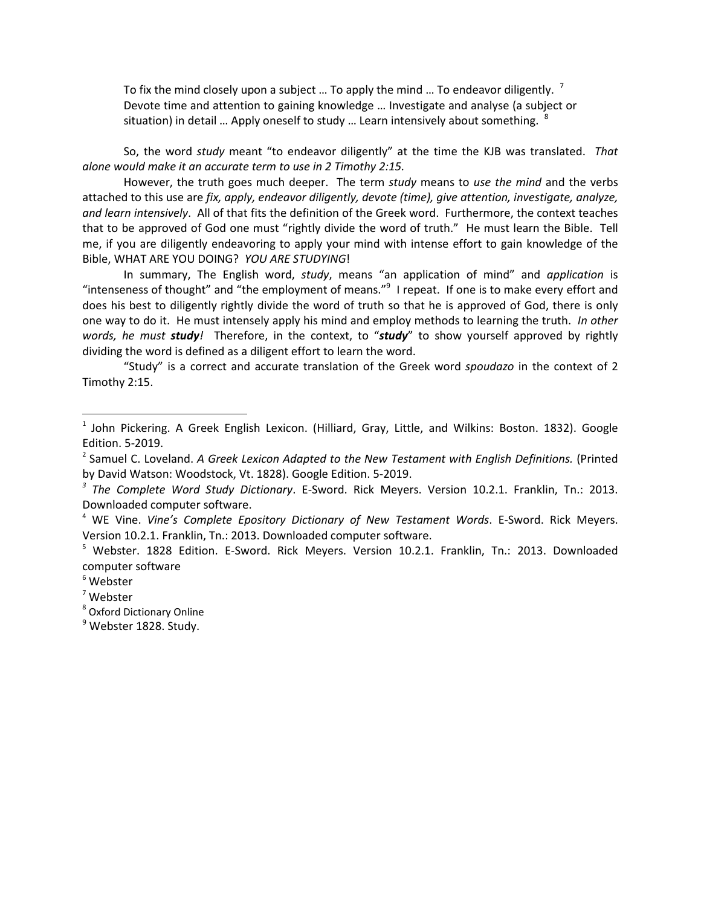> To fix the mind closely upon a subject … To apply the mind … To endeavor diligently. [7]
> Devote time and attention to gaining knowledge … Investigate and analyse (a subject or situation) in detail … Apply oneself to study … Learn intensively about something. [8]

So, the word *study* meant "to endeavor diligently" at the time the KJB was translated. *That alone would make it an accurate term to use in 2 Timothy 2:15.*

However, the truth goes much deeper. The term *study* means to *use the mind* and the verbs attached to this use are *fix, apply, endeavor diligently, devote (time), give attention, investigate, analyze, and learn intensively*. All of that fits the definition of the Greek word. Furthermore, the context teaches that to be approved of God one must "rightly divide the word of truth." He must learn the Bible. Tell me, if you are diligently endeavoring to apply your mind with intense effort to gain knowledge of the Bible, WHAT ARE YOU DOING? *YOU ARE STUDYING*!

In summary, The English word, *study*, means "an application of mind" and *application* is "intenseness of thought" and "the employment of means."[9] I repeat. If one is to make every effort and does his best to diligently rightly divide the word of truth so that he is approved of God, there is only one way to do it. He must intensely apply his mind and employ methods to learning the truth. *In other words, he must* ***study****!* Therefore, in the context, to "***study***" to show yourself approved by rightly dividing the word is defined as a diligent effort to learn the word.

"Study" is a correct and accurate translation of the Greek word *spoudazo* in the context of 2 Timothy 2:15.

---

[1] John Pickering. A Greek English Lexicon. (Hilliard, Gray, Little, and Wilkins: Boston. 1832). Google Edition. 5-2019.

[2] Samuel C. Loveland. *A Greek Lexicon Adapted to the New Testament with English Definitions.* (Printed by David Watson: Woodstock, Vt. 1828). Google Edition. 5-2019.

[3] *The Complete Word Study Dictionary*. E-Sword. Rick Meyers. Version 10.2.1. Franklin, Tn.: 2013. Downloaded computer software.

[4] WE Vine. *Vine's Complete Epository Dictionary of New Testament Words*. E-Sword. Rick Meyers. Version 10.2.1. Franklin, Tn.: 2013. Downloaded computer software.

[5] Webster. 1828 Edition. E-Sword. Rick Meyers. Version 10.2.1. Franklin, Tn.: 2013. Downloaded computer software

[6] Webster

[7] Webster

[8] Oxford Dictionary Online

[9] Webster 1828. Study.